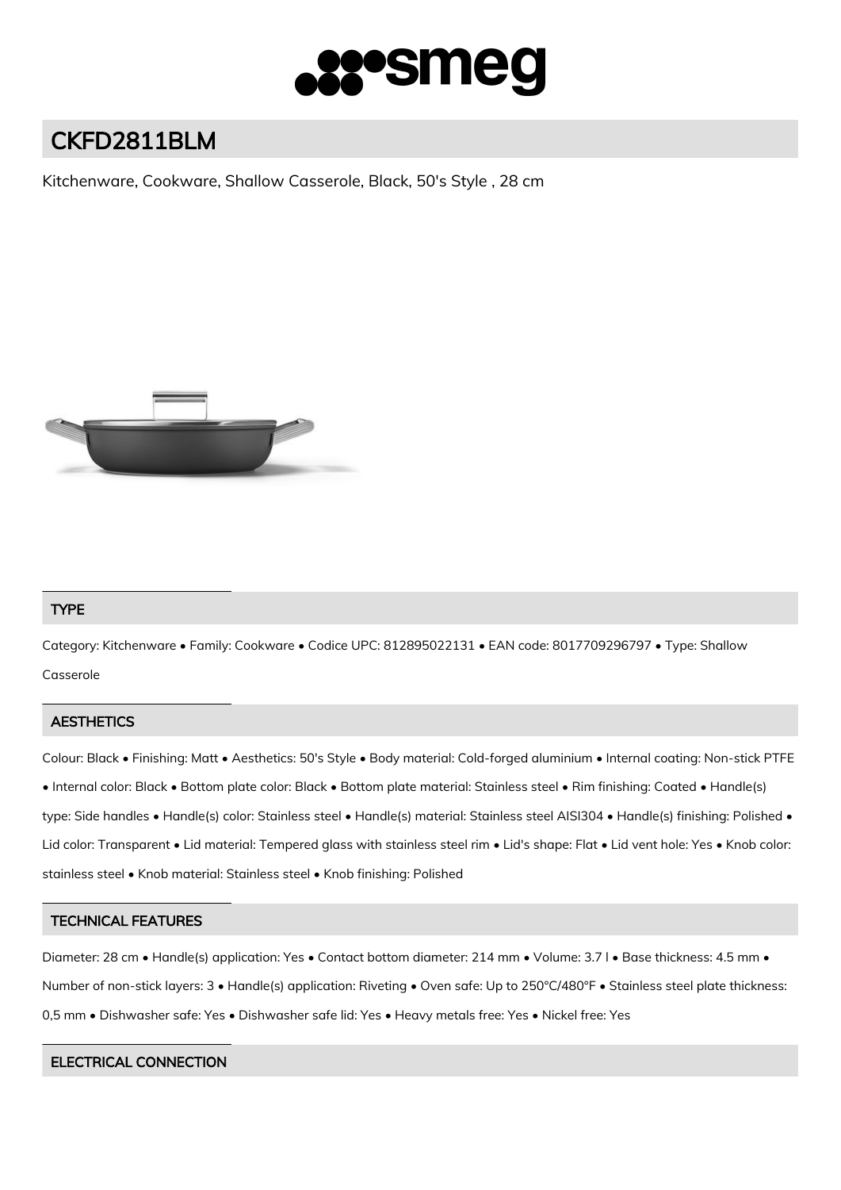# CKFD2811BLM

Kitchenware, Cookware, Shallow Casserole, Black, 50's Style , 28 cm

## TYPE

Category: Kitchenware • Family: Cookware • Codice UPC: 812895022131 • EAN code: 8017709296797 • Type: Shallow Casserole

## AESTHETICS

Colour: Black • Finishing: Matt • Aesthetics: 50's Style • Body material: Cold-forged aluminium • Internal coating: Non-stick PTFE • Internal color: Black • Bottom plate color: Black • Bottom plate material: Stainless steel • Rim finishing: Coated • Handle(s) type: Side handles • Handle(s) color: Stainless steel • Handle(s) material: Stainless steel AISI304 • Handle(s) finishing: Polished • Lid color: Transparent • Lid material: Tempered glass with stainless steel rim • Lid's shape: Flat • Lid vent hole: Yes • Knob color: stainless steel • Knob material: Stainless steel • Knob finishing: Polished

## TECHNICAL FEATURES

Diameter: 28 cm • Handle(s) application: Yes • Contact bottom diameter: 214 mm • Volume: 3.7 l • Base thickness: 4.5 mm • Number of non-stick layers: 3 • Handle(s) application: Riveting • Oven safe: Up to 250°C/480°F • Stainless steel plate thickness: 0,5 mm • Dishwasher safe: Yes • Dishwasher safe lid: Yes • Heavy metals free: Yes • Nickel free: Yes

## ELECTRICAL CONNECTION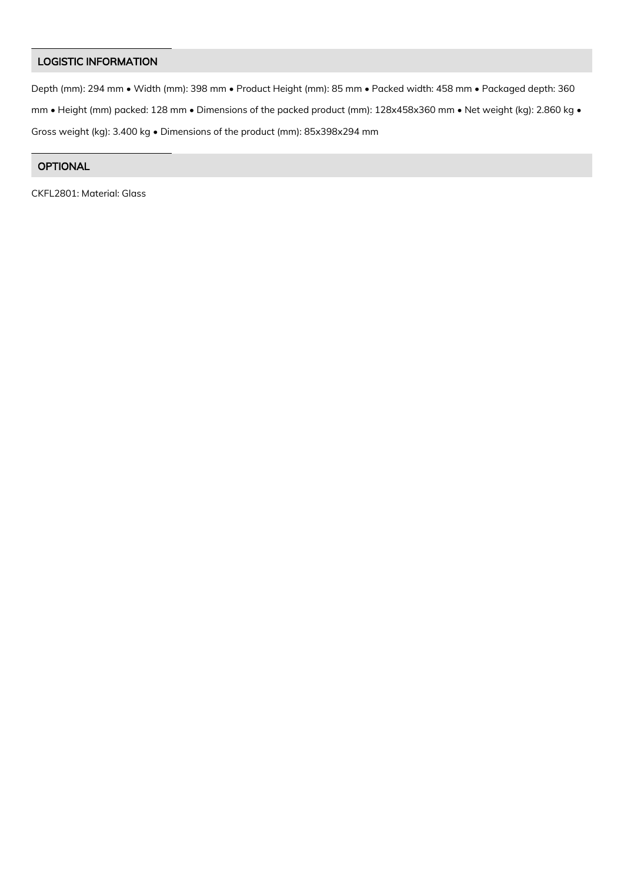## LOGISTIC INFORMATION

Depth (mm): 294 mm • Width (mm): 398 mm • Product Height (mm): 85 mm • Packed width: 458 mm • Packaged depth: 360 mm • Height (mm) packed: 128 mm • Dimensions of the packed product (mm): 128x458x360 mm • Net weight (kg): 2.860 kg • Gross weight (kg): 3.400 kg • Dimensions of the product (mm): 85x398x294 mm

## OPTIONAL

CKFL2801: Material: Glass